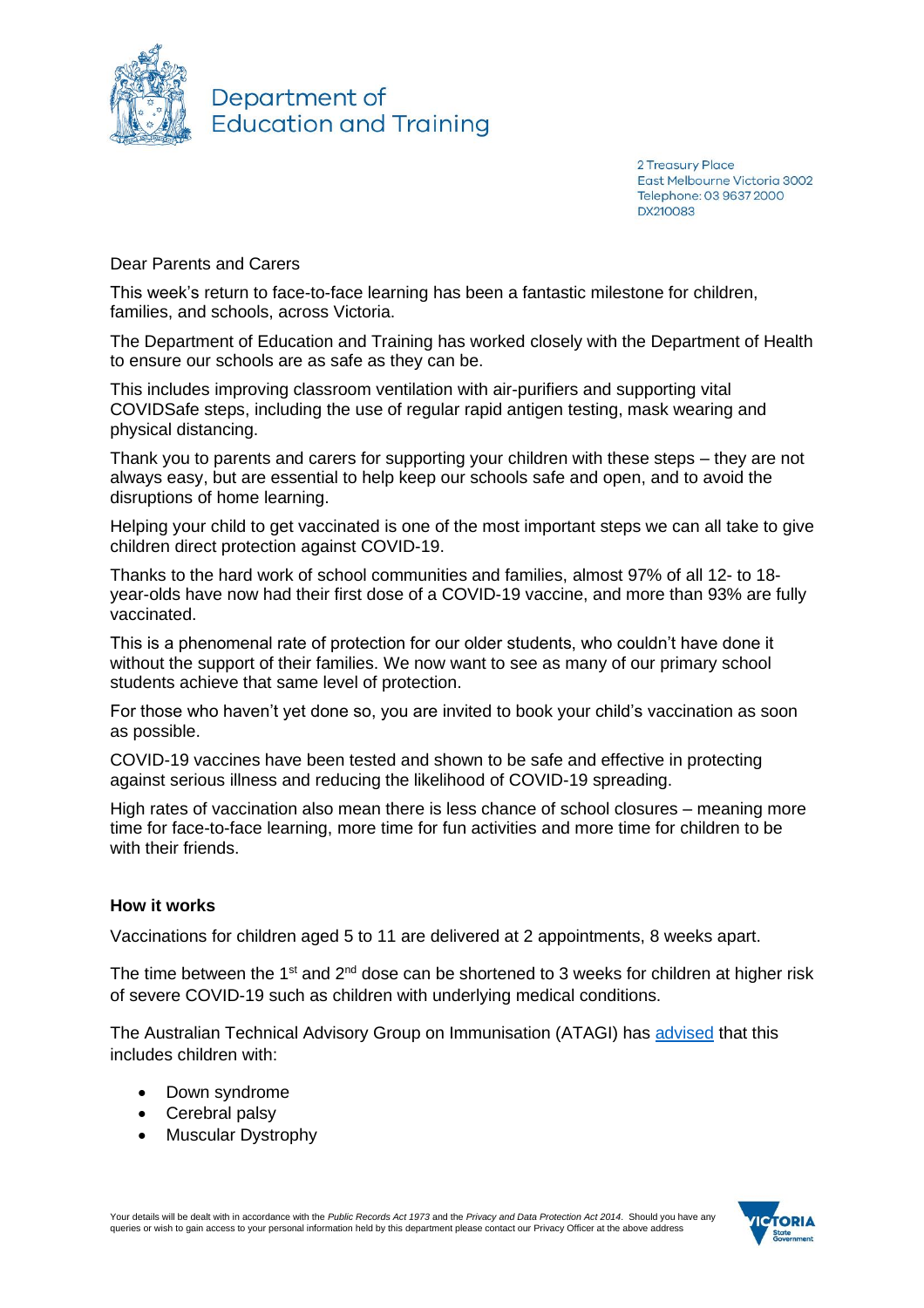Department of Education and Training

2 Treasury Place
East Melbourne Victoria 3002
Telephone: 03 9637 2000
DX210083

Dear Parents and Carers

This week's return to face-to-face learning has been a fantastic milestone for children, families, and schools, across Victoria.

The Department of Education and Training has worked closely with the Department of Health to ensure our schools are as safe as they can be.

This includes improving classroom ventilation with air-purifiers and supporting vital COVIDSafe steps, including the use of regular rapid antigen testing, mask wearing and physical distancing.

Thank you to parents and carers for supporting your children with these steps – they are not always easy, but are essential to help keep our schools safe and open, and to avoid the disruptions of home learning.

Helping your child to get vaccinated is one of the most important steps we can all take to give children direct protection against COVID-19.

Thanks to the hard work of school communities and families, almost 97% of all 12- to 18-year-olds have now had their first dose of a COVID-19 vaccine, and more than 93% are fully vaccinated.

This is a phenomenal rate of protection for our older students, who couldn't have done it without the support of their families. We now want to see as many of our primary school students achieve that same level of protection.

For those who haven't yet done so, you are invited to book your child's vaccination as soon as possible.

COVID-19 vaccines have been tested and shown to be safe and effective in protecting against serious illness and reducing the likelihood of COVID-19 spreading.

High rates of vaccination also mean there is less chance of school closures – meaning more time for face-to-face learning, more time for fun activities and more time for children to be with their friends.

**How it works**

Vaccinations for children aged 5 to 11 are delivered at 2 appointments, 8 weeks apart.

The time between the 1st and 2nd dose can be shortened to 3 weeks for children at higher risk of severe COVID-19 such as children with underlying medical conditions.

The Australian Technical Advisory Group on Immunisation (ATAGI) has advised that this includes children with:

- Down syndrome
- Cerebral palsy
- Muscular Dystrophy

Your details will be dealt with in accordance with the *Public Records Act 1973* and the *Privacy and Data Protection Act 2014*. Should you have any queries or wish to gain access to your personal information held by this department please contact our Privacy Officer at the above address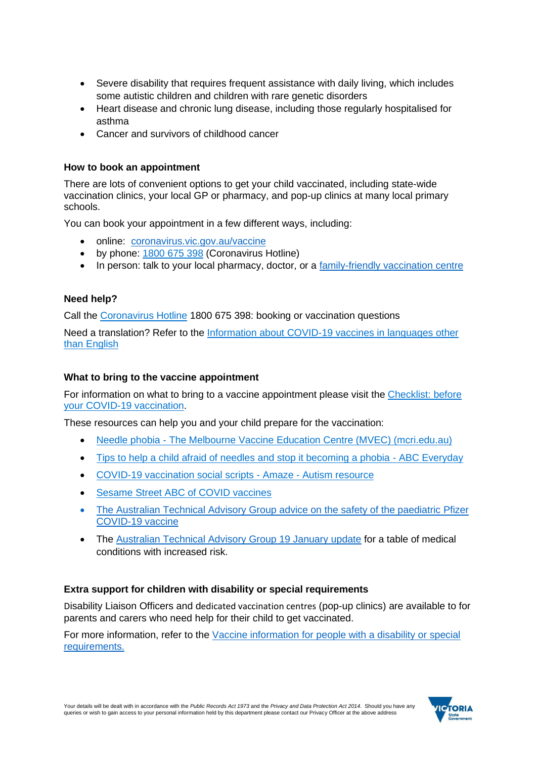- Severe disability that requires frequent assistance with daily living, which includes some autistic children and children with rare genetic disorders
- Heart disease and chronic lung disease, including those regularly hospitalised for asthma
- Cancer and survivors of childhood cancer

**How to book an appointment**

There are lots of convenient options to get your child vaccinated, including state-wide vaccination clinics, your local GP or pharmacy, and pop-up clinics at many local primary schools.

You can book your appointment in a few different ways, including:

- online: coronavirus.vic.gov.au/vaccine
- by phone: 1800 675 398 (Coronavirus Hotline)
- In person: talk to your local pharmacy, doctor, or a family-friendly vaccination centre

**Need help?**

Call the Coronavirus Hotline 1800 675 398: booking or vaccination questions

Need a translation? Refer to the Information about COVID-19 vaccines in languages other than English

**What to bring to the vaccine appointment**

For information on what to bring to a vaccine appointment please visit the Checklist: before your COVID-19 vaccination.

These resources can help you and your child prepare for the vaccination:

- Needle phobia - The Melbourne Vaccine Education Centre (MVEC) (mcri.edu.au)
- Tips to help a child afraid of needles and stop it becoming a phobia - ABC Everyday
- COVID-19 vaccination social scripts - Amaze - Autism resource
- Sesame Street ABC of COVID vaccines
- The Australian Technical Advisory Group advice on the safety of the paediatric Pfizer COVID-19 vaccine
- The Australian Technical Advisory Group 19 January update for a table of medical conditions with increased risk.

**Extra support for children with disability or special requirements**

Disability Liaison Officers and dedicated vaccination centres (pop-up clinics) are available to for parents and carers who need help for their child to get vaccinated.

For more information, refer to the Vaccine information for people with a disability or special requirements.

Your details will be dealt with in accordance with the *Public Records Act 1973* and the *Privacy and Data Protection Act 2014*. Should you have any queries or wish to gain access to your personal information held by this department please contact our Privacy Officer at the above address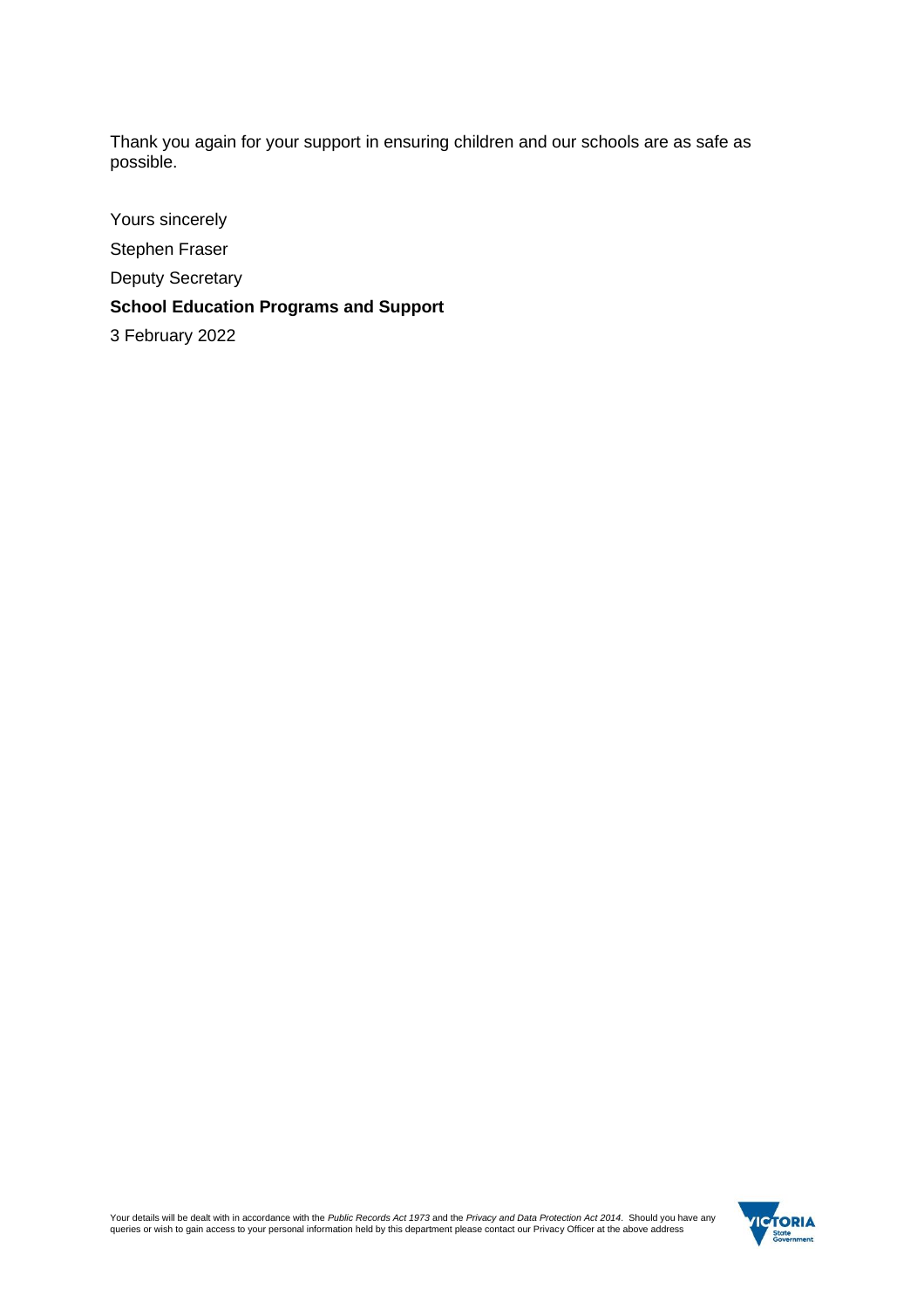Thank you again for your support in ensuring children and our schools are as safe as possible.

Yours sincerely

Stephen Fraser

Deputy Secretary

**School Education Programs and Support**

3 February 2022